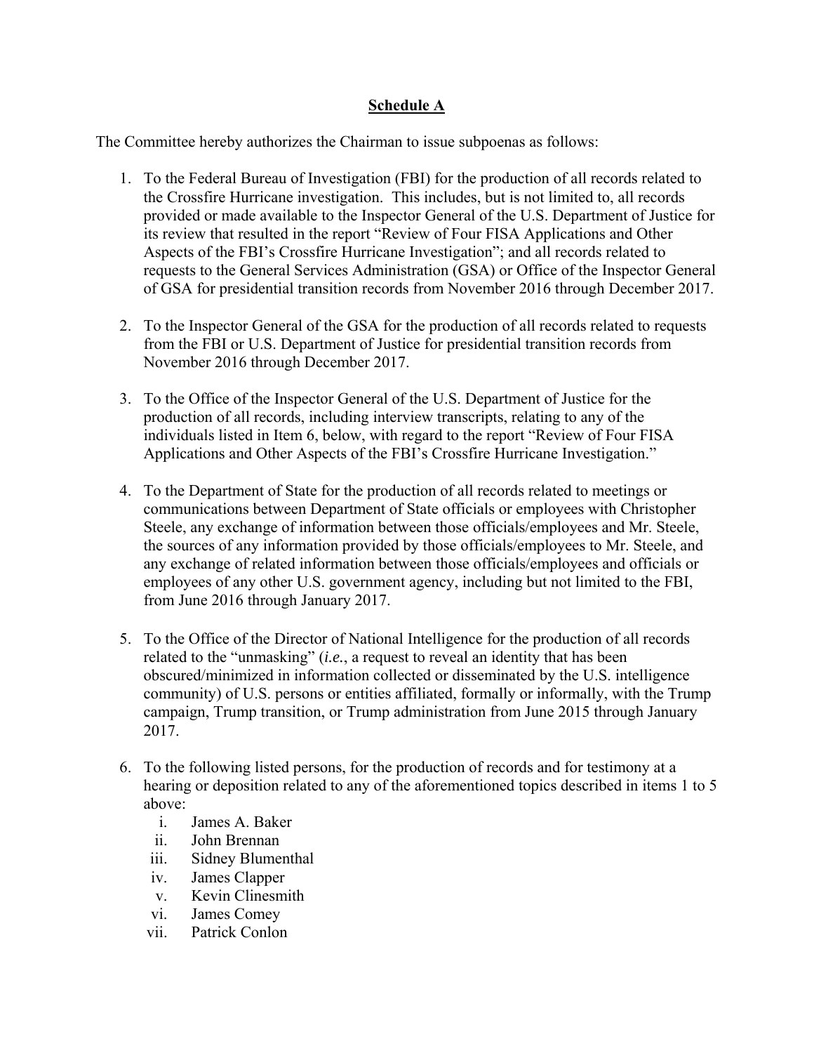**Schedule A**

The Committee hereby authorizes the Chairman to issue subpoenas as follows:

1. To the Federal Bureau of Investigation (FBI) for the production of all records related to the Crossfire Hurricane investigation. This includes, but is not limited to, all records provided or made available to the Inspector General of the U.S. Department of Justice for its review that resulted in the report "Review of Four FISA Applications and Other Aspects of the FBI's Crossfire Hurricane Investigation"; and all records related to requests to the General Services Administration (GSA) or Office of the Inspector General of GSA for presidential transition records from November 2016 through December 2017.

2. To the Inspector General of the GSA for the production of all records related to requests from the FBI or U.S. Department of Justice for presidential transition records from November 2016 through December 2017.

3. To the Office of the Inspector General of the U.S. Department of Justice for the production of all records, including interview transcripts, relating to any of the individuals listed in Item 6, below, with regard to the report "Review of Four FISA Applications and Other Aspects of the FBI's Crossfire Hurricane Investigation."

4. To the Department of State for the production of all records related to meetings or communications between Department of State officials or employees with Christopher Steele, any exchange of information between those officials/employees and Mr. Steele, the sources of any information provided by those officials/employees to Mr. Steele, and any exchange of related information between those officials/employees and officials or employees of any other U.S. government agency, including but not limited to the FBI, from June 2016 through January 2017.

5. To the Office of the Director of National Intelligence for the production of all records related to the "unmasking" (*i.e.*, a request to reveal an identity that has been obscured/minimized in information collected or disseminated by the U.S. intelligence community) of U.S. persons or entities affiliated, formally or informally, with the Trump campaign, Trump transition, or Trump administration from June 2015 through January 2017.

6. To the following listed persons, for the production of records and for testimony at a hearing or deposition related to any of the aforementioned topics described in items 1 to 5 above:
   i. James A. Baker
   ii. John Brennan
   iii. Sidney Blumenthal
   iv. James Clapper
   v. Kevin Clinesmith
   vi. James Comey
   vii. Patrick Conlon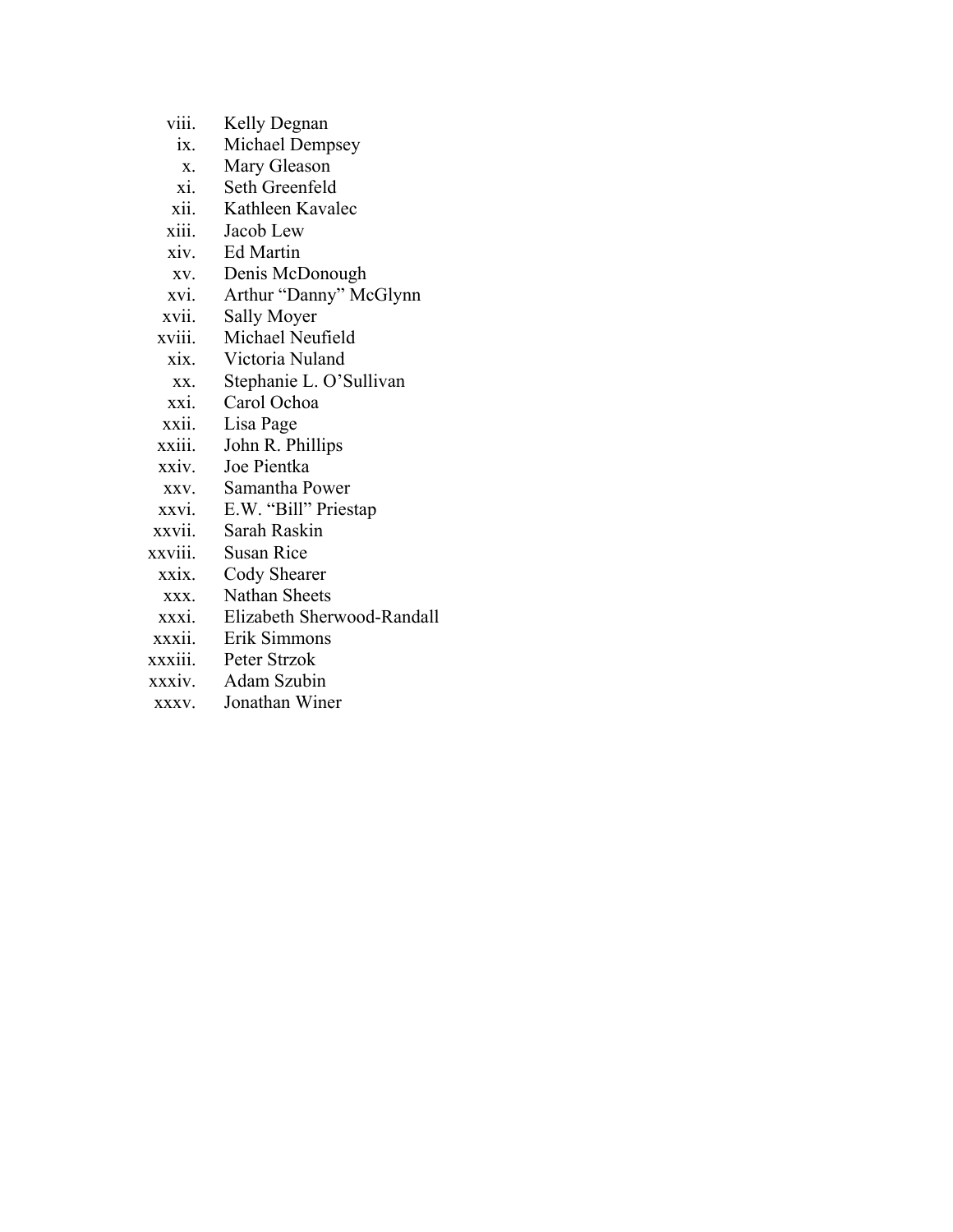viii. Kelly Degnan
ix. Michael Dempsey
x. Mary Gleason
xi. Seth Greenfeld
xii. Kathleen Kavalec
xiii. Jacob Lew
xiv. Ed Martin
xv. Denis McDonough
xvi. Arthur "Danny" McGlynn
xvii. Sally Moyer
xviii. Michael Neufield
xix. Victoria Nuland
xx. Stephanie L. O'Sullivan
xxi. Carol Ochoa
xxii. Lisa Page
xxiii. John R. Phillips
xxiv. Joe Pientka
xxv. Samantha Power
xxvi. E.W. "Bill" Priestap
xxvii. Sarah Raskin
xxviii. Susan Rice
xxix. Cody Shearer
xxx. Nathan Sheets
xxxi. Elizabeth Sherwood-Randall
xxxii. Erik Simmons
xxxiii. Peter Strzok
xxxiv. Adam Szubin
xxxv. Jonathan Winer